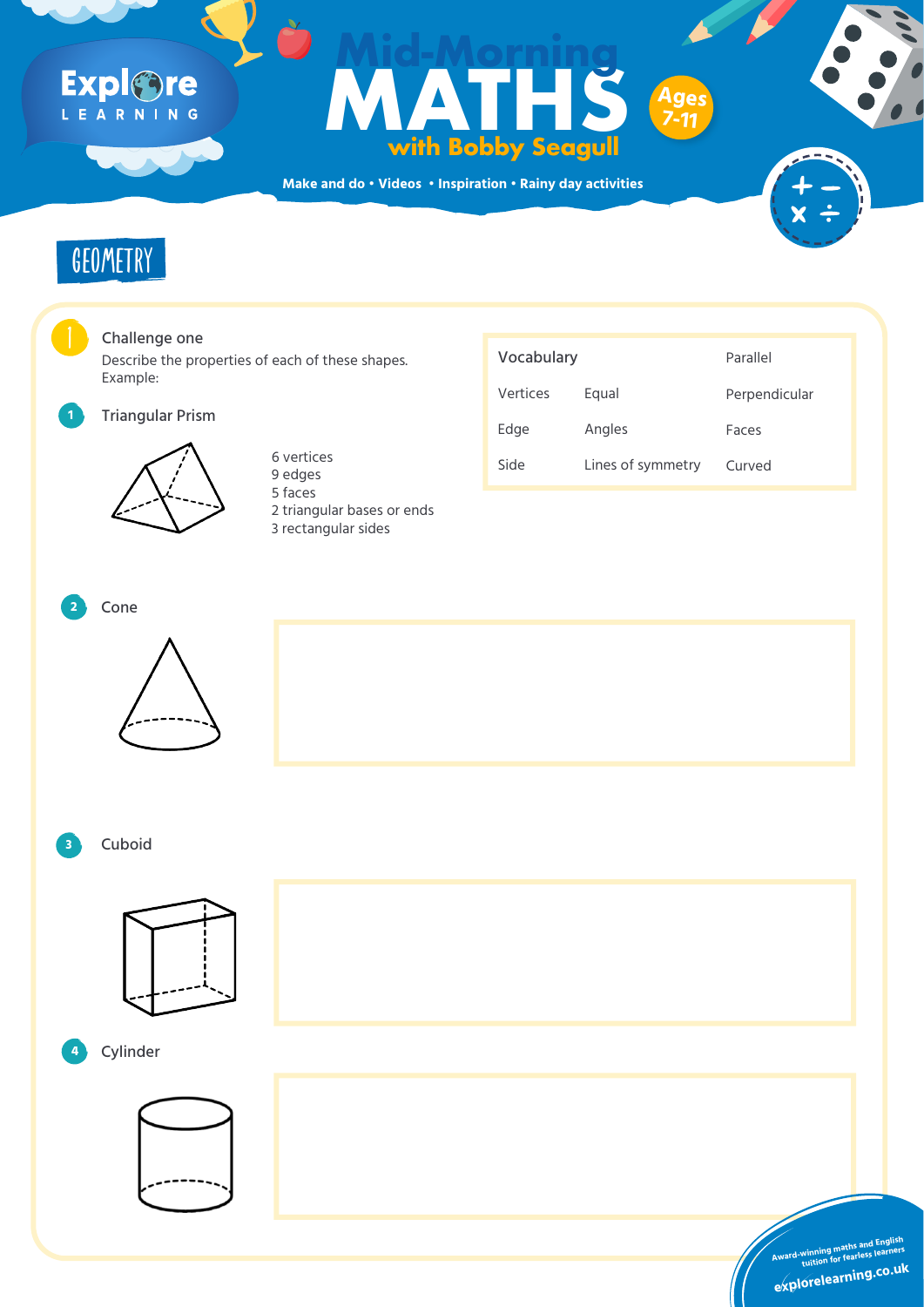# Mid-Morning MATHS with Bobby Seagull

Ages 7-11

Make and do • Videos • Inspiration • Rainy day activities

## GEOMETRY

### Challenge one

Describe the properties of each of these shapes.
Example:

| Vocabulary | | Parallel |
|---|---|---|
| Vertices | Equal | Perpendicular |
| Edge | Angles | Faces |
| Side | Lines of symmetry | Curved |

**1** Triangular Prism

6 vertices
9 edges
5 faces
2 triangular bases or ends
3 rectangular sides

**2** Cone

**3** Cuboid

**4** Cylinder

Award-winning maths and English tuition for fearless learners
explorelearning.co.uk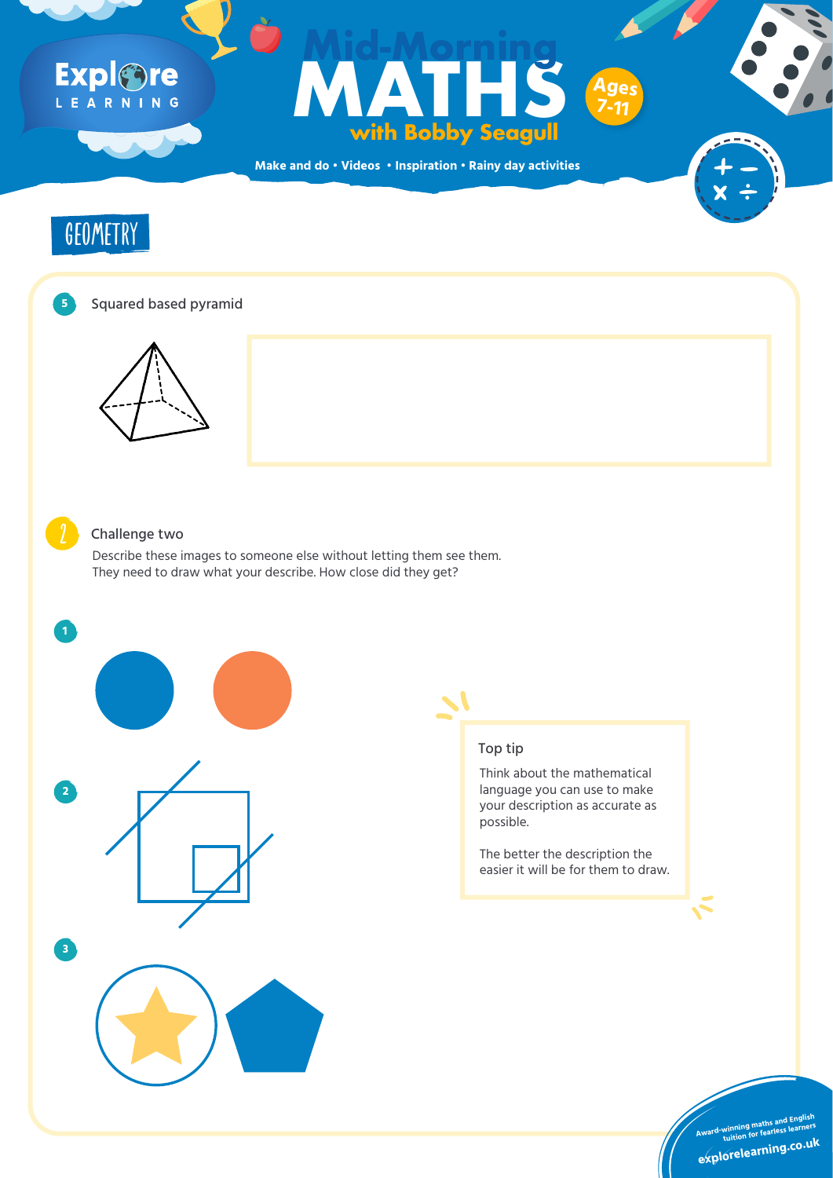# Mid-Morning MATHS with Bobby Seagull

Ages 7-11

Make and do • Videos • Inspiration • Rainy day activities

## GEOMETRY

5 Squared based pyramid

## 2 Challenge two

Describe these images to someone else without letting them see them. They need to draw what your describe. How close did they get?

1

2

3

### Top tip

Think about the mathematical language you can use to make your description as accurate as possible.

The better the description the easier it will be for them to draw.

Award-winning maths and English tuition for fearless learners
explorelearning.co.uk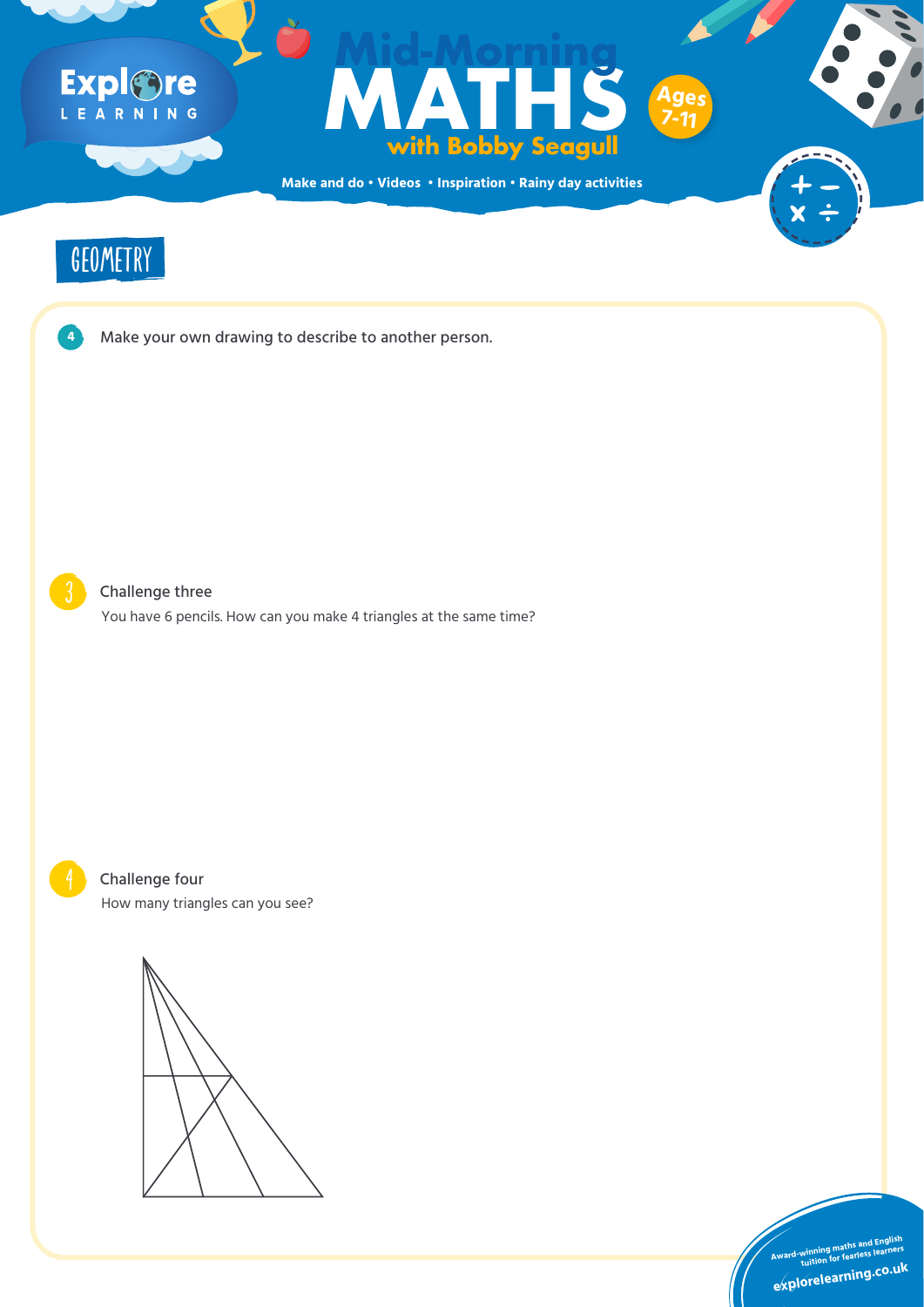# GEOMETRY

4 Make your own drawing to describe to another person.

## 3 Challenge three

You have 6 pencils. How can you make 4 triangles at the same time?

## 4 Challenge four

How many triangles can you see?